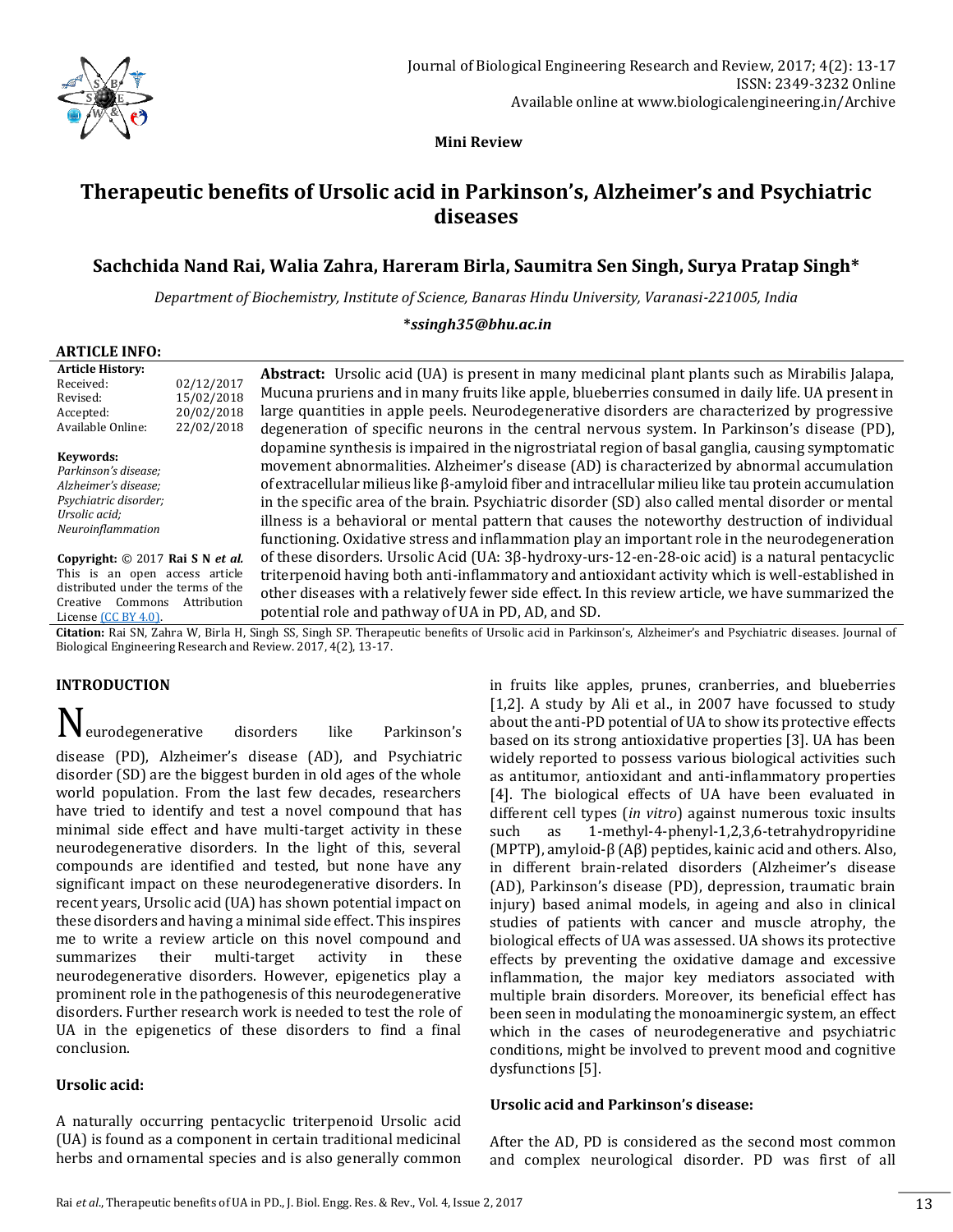**Mini Review**

# Therapeutic benefits of Ursolic acid in Parkinson's, Alzheimer's and Psychiatric diseases

**Sachchida Nand Rai, Walia Zahra, Hareram Birla, Saumitra Sen Singh, Surya Pratap Singh***

*Department of Biochemistry, Institute of Science, Banaras Hindu University, Varanasi-221005, India*

***ssingh35@bhu.ac.in**

**ARTICLE INFO:**

**Article History:**
Received: 02/12/2017
Revised: 15/02/2018
Accepted: 20/02/2018
Available Online: 22/02/2018

**Keywords:**
*Parkinson's disease; Alzheimer's disease; Psychiatric disorder; Ursolic acid; Neuroinflammation*

**Copyright:** © 2017 **Rai S N *et al.*** This is an open access article distributed under the terms of the Creative Commons Attribution License (CC BY 4.0).

**Abstract:** Ursolic acid (UA) is present in many medicinal plant plants such as Mirabilis Jalapa, Mucuna pruriens and in many fruits like apple, blueberries consumed in daily life. UA present in large quantities in apple peels. Neurodegenerative disorders are characterized by progressive degeneration of specific neurons in the central nervous system. In Parkinson's disease (PD), dopamine synthesis is impaired in the nigrostriatal region of basal ganglia, causing symptomatic movement abnormalities. Alzheimer's disease (AD) is characterized by abnormal accumulation of extracellular milieus like β-amyloid fiber and intracellular milieu like tau protein accumulation in the specific area of the brain. Psychiatric disorder (SD) also called mental disorder or mental illness is a behavioral or mental pattern that causes the noteworthy destruction of individual functioning. Oxidative stress and inflammation play an important role in the neurodegeneration of these disorders. Ursolic Acid (UA: 3β-hydroxy-urs-12-en-28-oic acid) is a natural pentacyclic triterpenoid having both anti-inflammatory and antioxidant activity which is well-established in other diseases with a relatively fewer side effect. In this review article, we have summarized the potential role and pathway of UA in PD, AD, and SD.

**Citation:** Rai SN, Zahra W, Birla H, Singh SS, Singh SP. Therapeutic benefits of Ursolic acid in Parkinson's, Alzheimer's and Psychiatric diseases. Journal of Biological Engineering Research and Review. 2017, 4(2), 13-17.

## INTRODUCTION

Neurodegenerative disorders like Parkinson's disease (PD), Alzheimer's disease (AD), and Psychiatric disorder (SD) are the biggest burden in old ages of the whole world population. From the last few decades, researchers have tried to identify and test a novel compound that has minimal side effect and have multi-target activity in these neurodegenerative disorders. In the light of this, several compounds are identified and tested, but none have any significant impact on these neurodegenerative disorders. In recent years, Ursolic acid (UA) has shown potential impact on these disorders and having a minimal side effect. This inspires me to write a review article on this novel compound and summarizes their multi-target activity in these neurodegenerative disorders. However, epigenetics play a prominent role in the pathogenesis of this neurodegenerative disorders. Further research work is needed to test the role of UA in the epigenetics of these disorders to find a final conclusion.

### Ursolic acid:

A naturally occurring pentacyclic triterpenoid Ursolic acid (UA) is found as a component in certain traditional medicinal herbs and ornamental species and is also generally common in fruits like apples, prunes, cranberries, and blueberries [1,2]. A study by Ali et al., in 2007 have focussed to study about the anti-PD potential of UA to show its protective effects based on its strong antioxidative properties [3]. UA has been widely reported to possess various biological activities such as antitumor, antioxidant and anti-inflammatory properties [4]. The biological effects of UA have been evaluated in different cell types (*in vitro*) against numerous toxic insults such as 1-methyl-4-phenyl-1,2,3,6-tetrahydropyridine (MPTP), amyloid-β (Aβ) peptides, kainic acid and others. Also, in different brain-related disorders (Alzheimer's disease (AD), Parkinson's disease (PD), depression, traumatic brain injury) based animal models, in ageing and also in clinical studies of patients with cancer and muscle atrophy, the biological effects of UA was assessed. UA shows its protective effects by preventing the oxidative damage and excessive inflammation, the major key mediators associated with multiple brain disorders. Moreover, its beneficial effect has been seen in modulating the monoaminergic system, an effect which in the cases of neurodegenerative and psychiatric conditions, might be involved to prevent mood and cognitive dysfunctions [5].

### Ursolic acid and Parkinson's disease:

After the AD, PD is considered as the second most common and complex neurological disorder. PD was first of all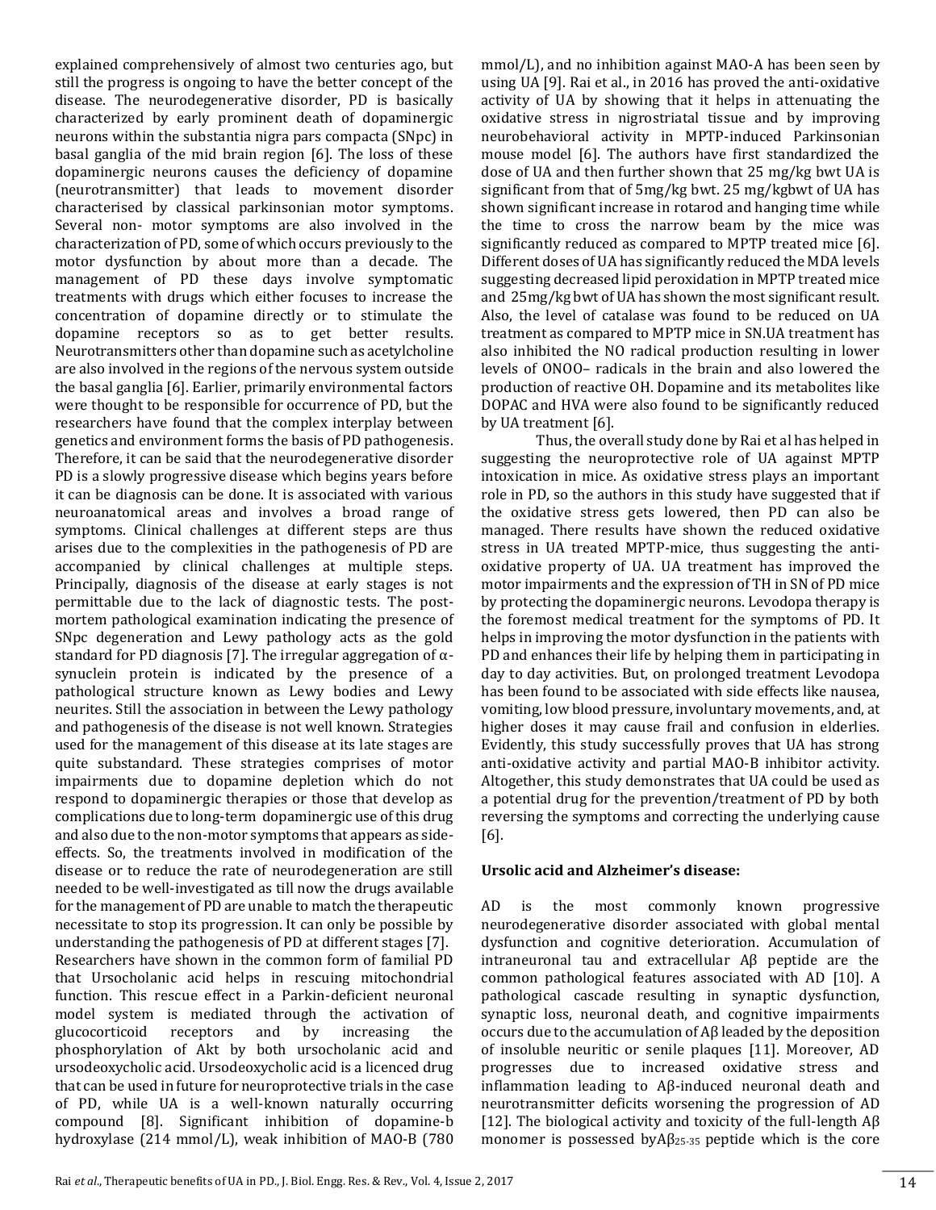explained comprehensively of almost two centuries ago, but still the progress is ongoing to have the better concept of the disease. The neurodegenerative disorder, PD is basically characterized by early prominent death of dopaminergic neurons within the substantia nigra pars compacta (SNpc) in basal ganglia of the mid brain region [6]. The loss of these dopaminergic neurons causes the deficiency of dopamine (neurotransmitter) that leads to movement disorder characterised by classical parkinsonian motor symptoms. Several non- motor symptoms are also involved in the characterization of PD, some of which occurs previously to the motor dysfunction by about more than a decade. The management of PD these days involve symptomatic treatments with drugs which either focuses to increase the concentration of dopamine directly or to stimulate the dopamine receptors so as to get better results. Neurotransmitters other than dopamine such as acetylcholine are also involved in the regions of the nervous system outside the basal ganglia [6]. Earlier, primarily environmental factors were thought to be responsible for occurrence of PD, but the researchers have found that the complex interplay between genetics and environment forms the basis of PD pathogenesis. Therefore, it can be said that the neurodegenerative disorder PD is a slowly progressive disease which begins years before it can be diagnosis can be done. It is associated with various neuroanatomical areas and involves a broad range of symptoms. Clinical challenges at different steps are thus arises due to the complexities in the pathogenesis of PD are accompanied by clinical challenges at multiple steps. Principally, diagnosis of the disease at early stages is not permittable due to the lack of diagnostic tests. The post-mortem pathological examination indicating the presence of SNpc degeneration and Lewy pathology acts as the gold standard for PD diagnosis [7]. The irregular aggregation of α-synuclein protein is indicated by the presence of a pathological structure known as Lewy bodies and Lewy neurites. Still the association in between the Lewy pathology and pathogenesis of the disease is not well known. Strategies used for the management of this disease at its late stages are quite substandard. These strategies comprises of motor impairments due to dopamine depletion which do not respond to dopaminergic therapies or those that develop as complications due to long-term dopaminergic use of this drug and also due to the non-motor symptoms that appears as side-effects. So, the treatments involved in modification of the disease or to reduce the rate of neurodegeneration are still needed to be well-investigated as till now the drugs available for the management of PD are unable to match the therapeutic necessitate to stop its progression. It can only be possible by understanding the pathogenesis of PD at different stages [7].

Researchers have shown in the common form of familial PD that Ursocholanic acid helps in rescuing mitochondrial function. This rescue effect in a Parkin-deficient neuronal model system is mediated through the activation of glucocorticoid receptors and by increasing the phosphorylation of Akt by both ursocholanic acid and ursodeoxycholic acid. Ursodeoxycholic acid is a licenced drug that can be used in future for neuroprotective trials in the case of PD, while UA is a well-known naturally occurring compound [8]. Significant inhibition of dopamine-b hydroxylase (214 mmol/L), weak inhibition of MAO-B (780 mmol/L), and no inhibition against MAO-A has been seen by using UA [9]. Rai et al., in 2016 has proved the anti-oxidative activity of UA by showing that it helps in attenuating the oxidative stress in nigrostriatal tissue and by improving neurobehavioral activity in MPTP-induced Parkinsonian mouse model [6]. The authors have first standardized the dose of UA and then further shown that 25 mg/kg bwt UA is significant from that of 5mg/kg bwt. 25 mg/kgbwt of UA has shown significant increase in rotarod and hanging time while the time to cross the narrow beam by the mice was significantly reduced as compared to MPTP treated mice [6]. Different doses of UA has significantly reduced the MDA levels suggesting decreased lipid peroxidation in MPTP treated mice and 25mg/kg bwt of UA has shown the most significant result. Also, the level of catalase was found to be reduced on UA treatment as compared to MPTP mice in SN.UA treatment has also inhibited the NO radical production resulting in lower levels of ONOO– radicals in the brain and also lowered the production of reactive OH. Dopamine and its metabolites like DOPAC and HVA were also found to be significantly reduced by UA treatment [6].

Thus, the overall study done by Rai et al has helped in suggesting the neuroprotective role of UA against MPTP intoxication in mice. As oxidative stress plays an important role in PD, so the authors in this study have suggested that if the oxidative stress gets lowered, then PD can also be managed. There results have shown the reduced oxidative stress in UA treated MPTP-mice, thus suggesting the anti-oxidative property of UA. UA treatment has improved the motor impairments and the expression of TH in SN of PD mice by protecting the dopaminergic neurons. Levodopa therapy is the foremost medical treatment for the symptoms of PD. It helps in improving the motor dysfunction in the patients with PD and enhances their life by helping them in participating in day to day activities. But, on prolonged treatment Levodopa has been found to be associated with side effects like nausea, vomiting, low blood pressure, involuntary movements, and, at higher doses it may cause frail and confusion in elderlies. Evidently, this study successfully proves that UA has strong anti-oxidative activity and partial MAO-B inhibitor activity. Altogether, this study demonstrates that UA could be used as a potential drug for the prevention/treatment of PD by both reversing the symptoms and correcting the underlying cause [6].

**Ursolic acid and Alzheimer's disease:**

AD is the most commonly known progressive neurodegenerative disorder associated with global mental dysfunction and cognitive deterioration. Accumulation of intraneuronal tau and extracellular Aβ peptide are the common pathological features associated with AD [10]. A pathological cascade resulting in synaptic dysfunction, synaptic loss, neuronal death, and cognitive impairments occurs due to the accumulation of Aβ leaded by the deposition of insoluble neuritic or senile plaques [11]. Moreover, AD progresses due to increased oxidative stress and inflammation leading to Aβ-induced neuronal death and neurotransmitter deficits worsening the progression of AD [12]. The biological activity and toxicity of the full-length Aβ monomer is possessed by$A\beta_{25\text{-}35}$ peptide which is the core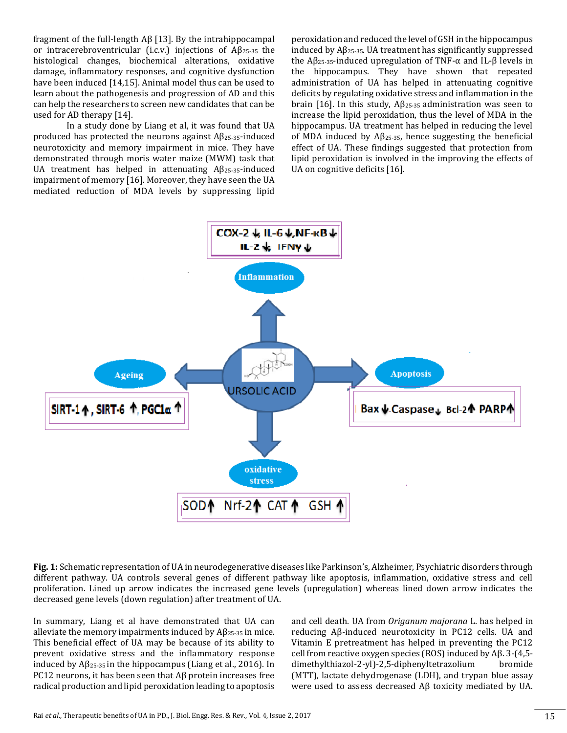fragment of the full-length Aβ [13]. By the intrahippocampal or intracerebroventricular (i.c.v.) injections of $A\beta_{25\text{-}35}$ the histological changes, biochemical alterations, oxidative damage, inflammatory responses, and cognitive dysfunction have been induced [14,15]. Animal model thus can be used to learn about the pathogenesis and progression of AD and this can help the researchers to screen new candidates that can be used for AD therapy [14].

In a study done by Liang et al, it was found that UA produced has protected the neurons against $A\beta_{25\text{-}35}$-induced neurotoxicity and memory impairment in mice. They have demonstrated through moris water maize (MWM) task that UA treatment has helped in attenuating $A\beta_{25\text{-}35}$-induced impairment of memory [16]. Moreover, they have seen the UA mediated reduction of MDA levels by suppressing lipid peroxidation and reduced the level of GSH in the hippocampus induced by $A\beta_{25\text{-}35}$. UA treatment has significantly suppressed the $A\beta_{25\text{-}35}$-induced upregulation of TNF-α and IL-β levels in the hippocampus. They have shown that repeated administration of UA has helped in attenuating cognitive deficits by regulating oxidative stress and inflammation in the brain [16]. In this study, $A\beta_{25\text{-}35}$ administration was seen to increase the lipid peroxidation, thus the level of MDA in the hippocampus. UA treatment has helped in reducing the level of MDA induced by $A\beta_{25\text{-}35}$, hence suggesting the beneficial effect of UA. These findings suggested that protection from lipid peroxidation is involved in the improving the effects of UA on cognitive deficits [16].

**Fig. 1:** Schematic representation of UA in neurodegenerative diseases like Parkinson's, Alzheimer, Psychiatric disorders through different pathway. UA controls several genes of different pathway like apoptosis, inflammation, oxidative stress and cell proliferation. Lined up arrow indicates the increased gene levels (upregulation) whereas lined down arrow indicates the decreased gene levels (down regulation) after treatment of UA.

In summary, Liang et al have demonstrated that UA can alleviate the memory impairments induced by $A\beta_{25\text{-}35}$ in mice. This beneficial effect of UA may be because of its ability to prevent oxidative stress and the inflammatory response induced by $A\beta_{25\text{-}35}$ in the hippocampus (Liang et al., 2016). In PC12 neurons, it has been seen that Aβ protein increases free radical production and lipid peroxidation leading to apoptosis and cell death. UA from *Origanum majorana* L. has helped in reducing Aβ-induced neurotoxicity in PC12 cells. UA and Vitamin E pretreatment has helped in preventing the PC12 cell from reactive oxygen species (ROS) induced by Aβ. 3-(4,5-dimethylthiazol-2-yl)-2,5-diphenyltetrazolium bromide (MTT), lactate dehydrogenase (LDH), and trypan blue assay were used to assess decreased Aβ toxicity mediated by UA.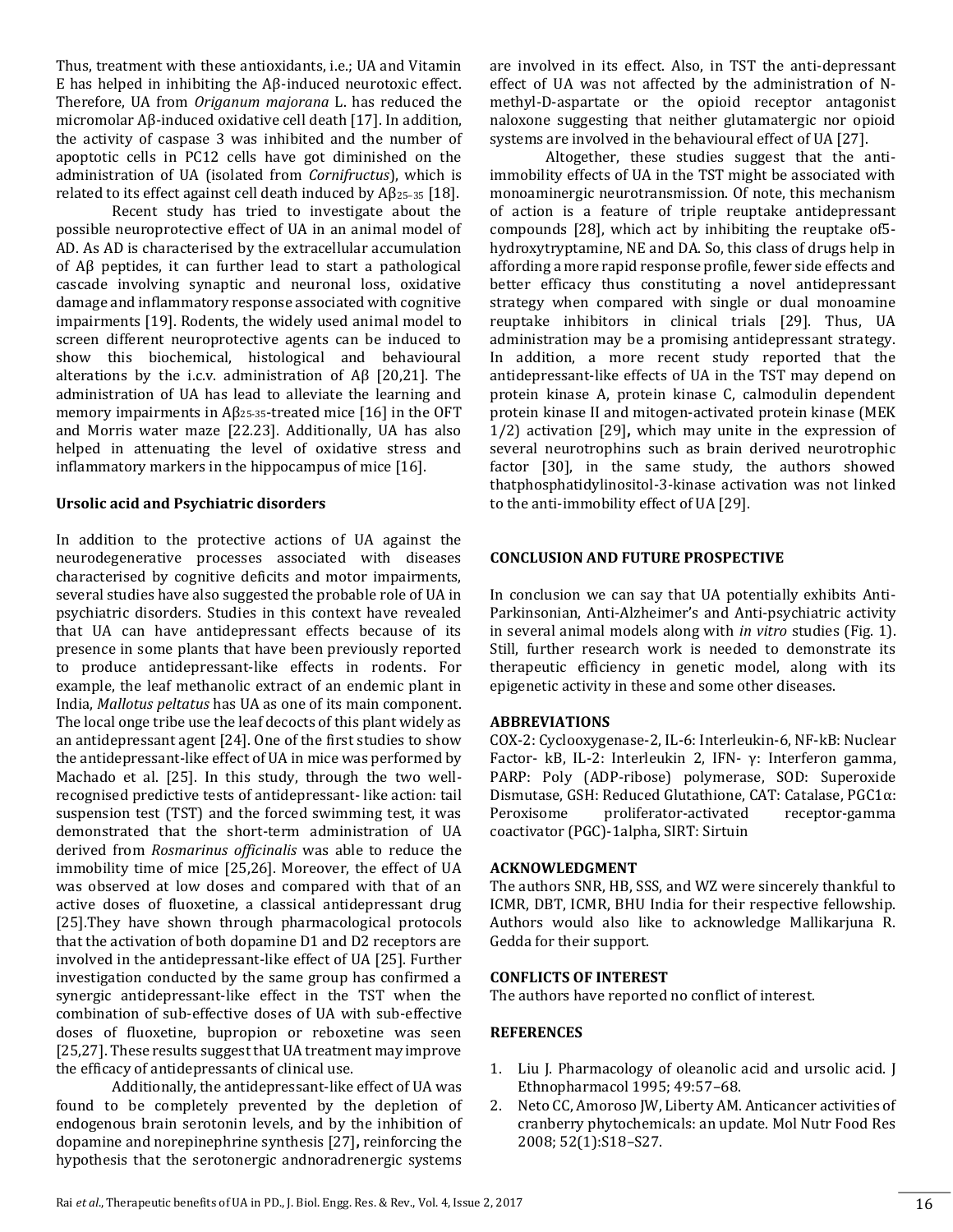Thus, treatment with these antioxidants, i.e.; UA and Vitamin E has helped in inhibiting the Aβ-induced neurotoxic effect. Therefore, UA from *Origanum majorana* L. has reduced the micromolar Aβ-induced oxidative cell death [17]. In addition, the activity of caspase 3 was inhibited and the number of apoptotic cells in PC12 cells have got diminished on the administration of UA (isolated from *Cornifructus*), which is related to its effect against cell death induced by $A\beta_{25-35}$ [18].

Recent study has tried to investigate about the possible neuroprotective effect of UA in an animal model of AD. As AD is characterised by the extracellular accumulation of Aβ peptides, it can further lead to start a pathological cascade involving synaptic and neuronal loss, oxidative damage and inflammatory response associated with cognitive impairments [19]. Rodents, the widely used animal model to screen different neuroprotective agents can be induced to show this biochemical, histological and behavioural alterations by the i.c.v. administration of Aβ [20,21]. The administration of UA has lead to alleviate the learning and memory impairments in $A\beta_{25-35}$-treated mice [16] in the OFT and Morris water maze [22.23]. Additionally, UA has also helped in attenuating the level of oxidative stress and inflammatory markers in the hippocampus of mice [16].

**Ursolic acid and Psychiatric disorders**

In addition to the protective actions of UA against the neurodegenerative processes associated with diseases characterised by cognitive deficits and motor impairments, several studies have also suggested the probable role of UA in psychiatric disorders. Studies in this context have revealed that UA can have antidepressant effects because of its presence in some plants that have been previously reported to produce antidepressant-like effects in rodents. For example, the leaf methanolic extract of an endemic plant in India, *Mallotus peltatus* has UA as one of its main component. The local onge tribe use the leaf decocts of this plant widely as an antidepressant agent [24]. One of the first studies to show the antidepressant-like effect of UA in mice was performed by Machado et al. [25]. In this study, through the two well-recognised predictive tests of antidepressant- like action: tail suspension test (TST) and the forced swimming test, it was demonstrated that the short-term administration of UA derived from *Rosmarinus officinalis* was able to reduce the immobility time of mice [25,26]. Moreover, the effect of UA was observed at low doses and compared with that of an active doses of fluoxetine, a classical antidepressant drug [25].They have shown through pharmacological protocols that the activation of both dopamine D1 and D2 receptors are involved in the antidepressant-like effect of UA [25]. Further investigation conducted by the same group has confirmed a synergic antidepressant-like effect in the TST when the combination of sub-effective doses of UA with sub-effective doses of fluoxetine, bupropion or reboxetine was seen [25,27]. These results suggest that UA treatment may improve the efficacy of antidepressants of clinical use.

Additionally, the antidepressant-like effect of UA was found to be completely prevented by the depletion of endogenous brain serotonin levels, and by the inhibition of dopamine and norepinephrine synthesis [27]**,** reinforcing the hypothesis that the serotonergic andnoradrenergic systems are involved in its effect. Also, in TST the anti-depressant effect of UA was not affected by the administration of N-methyl-D-aspartate or the opioid receptor antagonist naloxone suggesting that neither glutamatergic nor opioid systems are involved in the behavioural effect of UA [27].

Altogether, these studies suggest that the anti-immobility effects of UA in the TST might be associated with monoaminergic neurotransmission. Of note, this mechanism of action is a feature of triple reuptake antidepressant compounds [28], which act by inhibiting the reuptake of5-hydroxytryptamine, NE and DA. So, this class of drugs help in affording a more rapid response profile, fewer side effects and better efficacy thus constituting a novel antidepressant strategy when compared with single or dual monoamine reuptake inhibitors in clinical trials [29]. Thus, UA administration may be a promising antidepressant strategy. In addition, a more recent study reported that the antidepressant-like effects of UA in the TST may depend on protein kinase A, protein kinase C, calmodulin dependent protein kinase II and mitogen-activated protein kinase (MEK 1/2) activation [29]**,** which may unite in the expression of several neurotrophins such as brain derived neurotrophic factor [30], in the same study, the authors showed thatphosphatidylinositol-3-kinase activation was not linked to the anti-immobility effect of UA [29].

## CONCLUSION AND FUTURE PROSPECTIVE

In conclusion we can say that UA potentially exhibits Anti-Parkinsonian, Anti-Alzheimer's and Anti-psychiatric activity in several animal models along with *in vitro* studies (Fig. 1). Still, further research work is needed to demonstrate its therapeutic efficiency in genetic model, along with its epigenetic activity in these and some other diseases.

## ABBREVIATIONS

COX-2: Cyclooxygenase-2, IL-6: Interleukin-6, NF-kB: Nuclear Factor- kB, IL-2: Interleukin 2, IFN- γ: Interferon gamma, PARP: Poly (ADP-ribose) polymerase, SOD: Superoxide Dismutase, GSH: Reduced Glutathione, CAT: Catalase, PGC1α: Peroxisome proliferator-activated receptor-gamma coactivator (PGC)-1alpha, SIRT: Sirtuin

## ACKNOWLEDGMENT

The authors SNR, HB, SSS, and WZ were sincerely thankful to ICMR, DBT, ICMR, BHU India for their respective fellowship. Authors would also like to acknowledge Mallikarjuna R. Gedda for their support.

## CONFLICTS OF INTEREST

The authors have reported no conflict of interest.

## REFERENCES

1. Liu J. Pharmacology of oleanolic acid and ursolic acid. J Ethnopharmacol 1995; 49:57–68.
2. Neto CC, Amoroso JW, Liberty AM. Anticancer activities of cranberry phytochemicals: an update. Mol Nutr Food Res 2008; 52(1):S18–S27.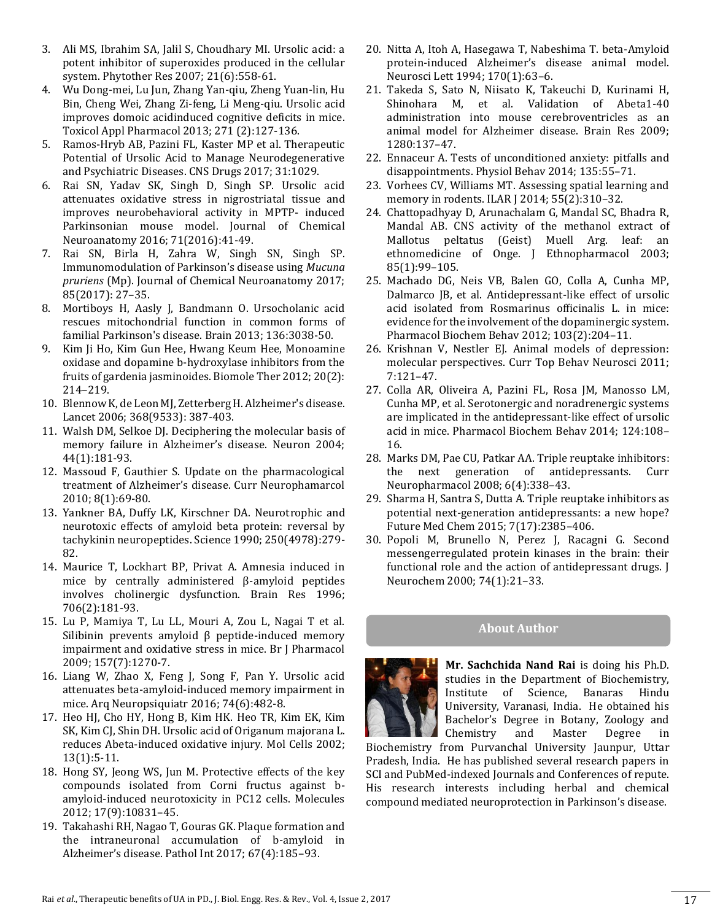3. Ali MS, Ibrahim SA, Jalil S, Choudhary MI. Ursolic acid: a potent inhibitor of superoxides produced in the cellular system. Phytother Res 2007; 21(6):558-61.
4. Wu Dong-mei, Lu Jun, Zhang Yan-qiu, Zheng Yuan-lin, Hu Bin, Cheng Wei, Zhang Zi-feng, Li Meng-qiu. Ursolic acid improves domoic acidinduced cognitive deficits in mice. Toxicol Appl Pharmacol 2013; 271 (2):127-136.
5. Ramos-Hryb AB, Pazini FL, Kaster MP et al. Therapeutic Potential of Ursolic Acid to Manage Neurodegenerative and Psychiatric Diseases. CNS Drugs 2017; 31:1029.
6. Rai SN, Yadav SK, Singh D, Singh SP. Ursolic acid attenuates oxidative stress in nigrostriatal tissue and improves neurobehavioral activity in MPTP- induced Parkinsonian mouse model. Journal of Chemical Neuroanatomy 2016; 71(2016):41-49.
7. Rai SN, Birla H, Zahra W, Singh SN, Singh SP. Immunomodulation of Parkinson's disease using *Mucuna pruriens* (Mp). Journal of Chemical Neuroanatomy 2017; 85(2017): 27–35.
8. Mortiboys H, Aasly J, Bandmann O. Ursocholanic acid rescues mitochondrial function in common forms of familial Parkinson's disease. Brain 2013; 136:3038-50.
9. Kim Ji Ho, Kim Gun Hee, Hwang Keum Hee, Monoamine oxidase and dopamine b-hydroxylase inhibitors from the fruits of gardenia jasminoides. Biomole Ther 2012; 20(2): 214–219.
10. Blennow K, de Leon MJ, Zetterberg H. Alzheimer's disease. Lancet 2006; 368(9533): 387-403.
11. Walsh DM, Selkoe DJ. Deciphering the molecular basis of memory failure in Alzheimer's disease. Neuron 2004; 44(1):181-93.
12. Massoud F, Gauthier S. Update on the pharmacological treatment of Alzheimer's disease. Curr Neurophamarcol 2010; 8(1):69-80.
13. Yankner BA, Duffy LK, Kirschner DA. Neurotrophic and neurotoxic effects of amyloid beta protein: reversal by tachykinin neuropeptides. Science 1990; 250(4978):279-82.
14. Maurice T, Lockhart BP, Privat A. Amnesia induced in mice by centrally administered β-amyloid peptides involves cholinergic dysfunction. Brain Res 1996; 706(2):181-93.
15. Lu P, Mamiya T, Lu LL, Mouri A, Zou L, Nagai T et al. Silibinin prevents amyloid β peptide-induced memory impairment and oxidative stress in mice. Br J Pharmacol 2009; 157(7):1270-7.
16. Liang W, Zhao X, Feng J, Song F, Pan Y. Ursolic acid attenuates beta-amyloid-induced memory impairment in mice. Arq Neuropsiquiatr 2016; 74(6):482-8.
17. Heo HJ, Cho HY, Hong B, Kim HK. Heo TR, Kim EK, Kim SK, Kim CJ, Shin DH. Ursolic acid of Origanum majorana L. reduces Abeta-induced oxidative injury. Mol Cells 2002; 13(1):5-11.
18. Hong SY, Jeong WS, Jun M. Protective effects of the key compounds isolated from Corni fructus against b-amyloid-induced neurotoxicity in PC12 cells. Molecules 2012; 17(9):10831–45.
19. Takahashi RH, Nagao T, Gouras GK. Plaque formation and the intraneuronal accumulation of b-amyloid in Alzheimer's disease. Pathol Int 2017; 67(4):185–93.
20. Nitta A, Itoh A, Hasegawa T, Nabeshima T. beta-Amyloid protein-induced Alzheimer's disease animal model. Neurosci Lett 1994; 170(1):63–6.
21. Takeda S, Sato N, Niisato K, Takeuchi D, Kurinami H, Shinohara M, et al. Validation of Abeta1-40 administration into mouse cerebroventricles as an animal model for Alzheimer disease. Brain Res 2009; 1280:137–47.
22. Ennaceur A. Tests of unconditioned anxiety: pitfalls and disappointments. Physiol Behav 2014; 135:55–71.
23. Vorhees CV, Williams MT. Assessing spatial learning and memory in rodents. ILAR J 2014; 55(2):310–32.
24. Chattopadhyay D, Arunachalam G, Mandal SC, Bhadra R, Mandal AB. CNS activity of the methanol extract of Mallotus peltatus (Geist) Muell Arg. leaf: an ethnomedicine of Onge. J Ethnopharmacol 2003; 85(1):99–105.
25. Machado DG, Neis VB, Balen GO, Colla A, Cunha MP, Dalmarco JB, et al. Antidepressant-like effect of ursolic acid isolated from Rosmarinus officinalis L. in mice: evidence for the involvement of the dopaminergic system. Pharmacol Biochem Behav 2012; 103(2):204–11.
26. Krishnan V, Nestler EJ. Animal models of depression: molecular perspectives. Curr Top Behav Neurosci 2011; 7:121–47.
27. Colla AR, Oliveira A, Pazini FL, Rosa JM, Manosso LM, Cunha MP, et al. Serotonergic and noradrenergic systems are implicated in the antidepressant-like effect of ursolic acid in mice. Pharmacol Biochem Behav 2014; 124:108–16.
28. Marks DM, Pae CU, Patkar AA. Triple reuptake inhibitors: the next generation of antidepressants. Curr Neuropharmacol 2008; 6(4):338–43.
29. Sharma H, Santra S, Dutta A. Triple reuptake inhibitors as potential next-generation antidepressants: a new hope? Future Med Chem 2015; 7(17):2385–406.
30. Popoli M, Brunello N, Perez J, Racagni G. Second messengerregulated protein kinases in the brain: their functional role and the action of antidepressant drugs. J Neurochem 2000; 74(1):21–33.

## About Author

**Mr. Sachchida Nand Rai** is doing his Ph.D. studies in the Department of Biochemistry, Institute of Science, Banaras Hindu University, Varanasi, India. He obtained his Bachelor's Degree in Botany, Zoology and Chemistry and Master Degree in Biochemistry from Purvanchal University Jaunpur, Uttar Pradesh, India. He has published several research papers in SCI and PubMed-indexed Journals and Conferences of repute. His research interests including herbal and chemical compound mediated neuroprotection in Parkinson's disease.